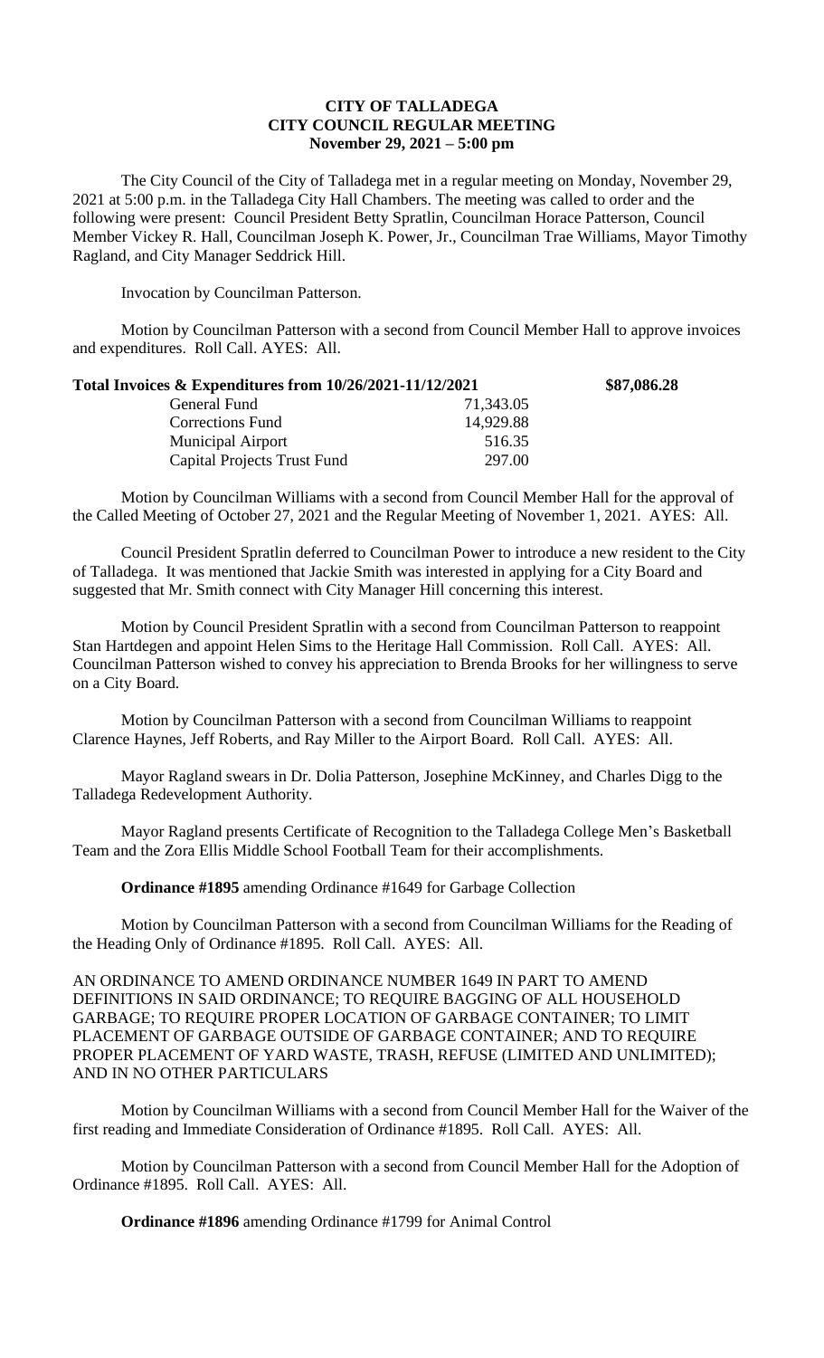**CITY OF TALLADEGA**
**CITY COUNCIL REGULAR MEETING**
**November 29, 2021 – 5:00 pm**

The City Council of the City of Talladega met in a regular meeting on Monday, November 29, 2021 at 5:00 p.m. in the Talladega City Hall Chambers. The meeting was called to order and the following were present: Council President Betty Spratlin, Councilman Horace Patterson, Council Member Vickey R. Hall, Councilman Joseph K. Power, Jr., Councilman Trae Williams, Mayor Timothy Ragland, and City Manager Seddrick Hill.

Invocation by Councilman Patterson.

Motion by Councilman Patterson with a second from Council Member Hall to approve invoices and expenditures. Roll Call. AYES: All.

| **Total Invoices & Expenditures from 10/26/2021-11/12/2021** | | **\$87,086.28** |
|---|---|---|
| General Fund | 71,343.05 | |
| Corrections Fund | 14,929.88 | |
| Municipal Airport | 516.35 | |
| Capital Projects Trust Fund | 297.00 | |

Motion by Councilman Williams with a second from Council Member Hall for the approval of the Called Meeting of October 27, 2021 and the Regular Meeting of November 1, 2021. AYES: All.

Council President Spratlin deferred to Councilman Power to introduce a new resident to the City of Talladega. It was mentioned that Jackie Smith was interested in applying for a City Board and suggested that Mr. Smith connect with City Manager Hill concerning this interest.

Motion by Council President Spratlin with a second from Councilman Patterson to reappoint Stan Hartdegen and appoint Helen Sims to the Heritage Hall Commission. Roll Call. AYES: All. Councilman Patterson wished to convey his appreciation to Brenda Brooks for her willingness to serve on a City Board.

Motion by Councilman Patterson with a second from Councilman Williams to reappoint Clarence Haynes, Jeff Roberts, and Ray Miller to the Airport Board. Roll Call. AYES: All.

Mayor Ragland swears in Dr. Dolia Patterson, Josephine McKinney, and Charles Digg to the Talladega Redevelopment Authority.

Mayor Ragland presents Certificate of Recognition to the Talladega College Men's Basketball Team and the Zora Ellis Middle School Football Team for their accomplishments.

**Ordinance #1895** amending Ordinance #1649 for Garbage Collection

Motion by Councilman Patterson with a second from Councilman Williams for the Reading of the Heading Only of Ordinance #1895. Roll Call. AYES: All.

AN ORDINANCE TO AMEND ORDINANCE NUMBER 1649 IN PART TO AMEND DEFINITIONS IN SAID ORDINANCE; TO REQUIRE BAGGING OF ALL HOUSEHOLD GARBAGE; TO REQUIRE PROPER LOCATION OF GARBAGE CONTAINER; TO LIMIT PLACEMENT OF GARBAGE OUTSIDE OF GARBAGE CONTAINER; AND TO REQUIRE PROPER PLACEMENT OF YARD WASTE, TRASH, REFUSE (LIMITED AND UNLIMITED); AND IN NO OTHER PARTICULARS

Motion by Councilman Williams with a second from Council Member Hall for the Waiver of the first reading and Immediate Consideration of Ordinance #1895. Roll Call. AYES: All.

Motion by Councilman Patterson with a second from Council Member Hall for the Adoption of Ordinance #1895. Roll Call. AYES: All.

**Ordinance #1896** amending Ordinance #1799 for Animal Control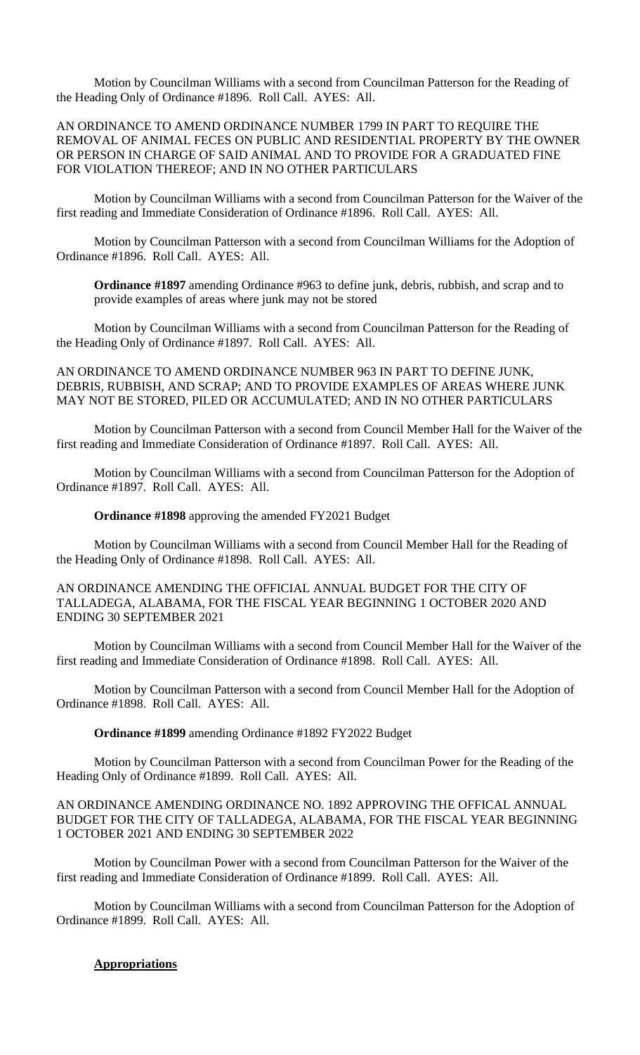Motion by Councilman Williams with a second from Councilman Patterson for the Reading of the Heading Only of Ordinance #1896. Roll Call. AYES: All.

AN ORDINANCE TO AMEND ORDINANCE NUMBER 1799 IN PART TO REQUIRE THE REMOVAL OF ANIMAL FECES ON PUBLIC AND RESIDENTIAL PROPERTY BY THE OWNER OR PERSON IN CHARGE OF SAID ANIMAL AND TO PROVIDE FOR A GRADUATED FINE FOR VIOLATION THEREOF; AND IN NO OTHER PARTICULARS

Motion by Councilman Williams with a second from Councilman Patterson for the Waiver of the first reading and Immediate Consideration of Ordinance #1896. Roll Call. AYES: All.

Motion by Councilman Patterson with a second from Councilman Williams for the Adoption of Ordinance #1896. Roll Call. AYES: All.

**Ordinance #1897** amending Ordinance #963 to define junk, debris, rubbish, and scrap and to provide examples of areas where junk may not be stored

Motion by Councilman Williams with a second from Councilman Patterson for the Reading of the Heading Only of Ordinance #1897. Roll Call. AYES: All.

AN ORDINANCE TO AMEND ORDINANCE NUMBER 963 IN PART TO DEFINE JUNK, DEBRIS, RUBBISH, AND SCRAP; AND TO PROVIDE EXAMPLES OF AREAS WHERE JUNK MAY NOT BE STORED, PILED OR ACCUMULATED; AND IN NO OTHER PARTICULARS

Motion by Councilman Patterson with a second from Council Member Hall for the Waiver of the first reading and Immediate Consideration of Ordinance #1897. Roll Call. AYES: All.

Motion by Councilman Williams with a second from Councilman Patterson for the Adoption of Ordinance #1897. Roll Call. AYES: All.

**Ordinance #1898** approving the amended FY2021 Budget

Motion by Councilman Williams with a second from Council Member Hall for the Reading of the Heading Only of Ordinance #1898. Roll Call. AYES: All.

AN ORDINANCE AMENDING THE OFFICIAL ANNUAL BUDGET FOR THE CITY OF TALLADEGA, ALABAMA, FOR THE FISCAL YEAR BEGINNING 1 OCTOBER 2020 AND ENDING 30 SEPTEMBER 2021

Motion by Councilman Williams with a second from Council Member Hall for the Waiver of the first reading and Immediate Consideration of Ordinance #1898. Roll Call. AYES: All.

Motion by Councilman Patterson with a second from Council Member Hall for the Adoption of Ordinance #1898. Roll Call. AYES: All.

**Ordinance #1899** amending Ordinance #1892 FY2022 Budget

Motion by Councilman Patterson with a second from Councilman Power for the Reading of the Heading Only of Ordinance #1899. Roll Call. AYES: All.

AN ORDINANCE AMENDING ORDINANCE NO. 1892 APPROVING THE OFFICAL ANNUAL BUDGET FOR THE CITY OF TALLADEGA, ALABAMA, FOR THE FISCAL YEAR BEGINNING 1 OCTOBER 2021 AND ENDING 30 SEPTEMBER 2022

Motion by Councilman Power with a second from Councilman Patterson for the Waiver of the first reading and Immediate Consideration of Ordinance #1899. Roll Call. AYES: All.

Motion by Councilman Williams with a second from Councilman Patterson for the Adoption of Ordinance #1899. Roll Call. AYES: All.

**Appropriations**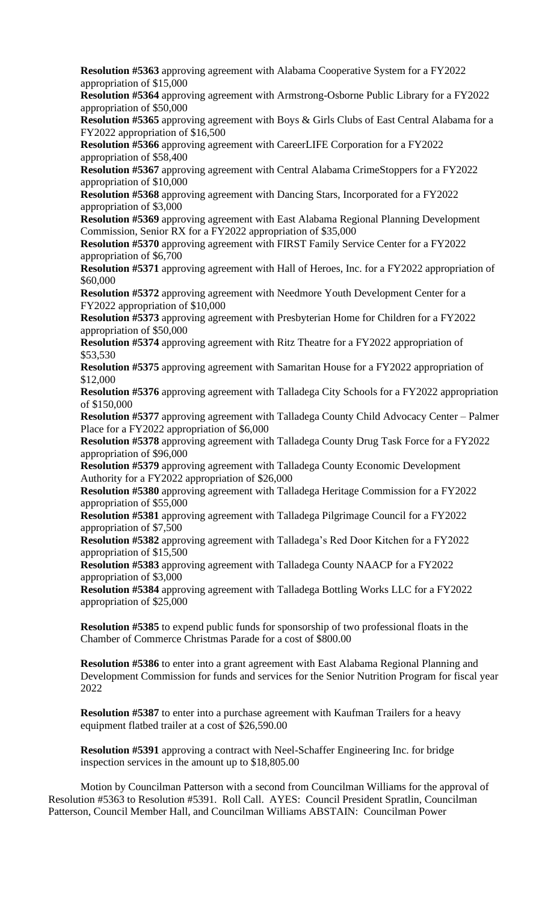**Resolution #5363** approving agreement with Alabama Cooperative System for a FY2022 appropriation of $15,000

**Resolution #5364** approving agreement with Armstrong-Osborne Public Library for a FY2022 appropriation of $50,000

**Resolution #5365** approving agreement with Boys & Girls Clubs of East Central Alabama for a FY2022 appropriation of $16,500

**Resolution #5366** approving agreement with CareerLIFE Corporation for a FY2022 appropriation of $58,400

**Resolution #5367** approving agreement with Central Alabama CrimeStoppers for a FY2022 appropriation of $10,000

**Resolution #5368** approving agreement with Dancing Stars, Incorporated for a FY2022 appropriation of $3,000

**Resolution #5369** approving agreement with East Alabama Regional Planning Development Commission, Senior RX for a FY2022 appropriation of $35,000

**Resolution #5370** approving agreement with FIRST Family Service Center for a FY2022 appropriation of $6,700

**Resolution #5371** approving agreement with Hall of Heroes, Inc. for a FY2022 appropriation of $60,000

**Resolution #5372** approving agreement with Needmore Youth Development Center for a FY2022 appropriation of $10,000

**Resolution #5373** approving agreement with Presbyterian Home for Children for a FY2022 appropriation of $50,000

**Resolution #5374** approving agreement with Ritz Theatre for a FY2022 appropriation of $53,530

**Resolution #5375** approving agreement with Samaritan House for a FY2022 appropriation of $12,000

**Resolution #5376** approving agreement with Talladega City Schools for a FY2022 appropriation of $150,000

**Resolution #5377** approving agreement with Talladega County Child Advocacy Center – Palmer Place for a FY2022 appropriation of $6,000

**Resolution #5378** approving agreement with Talladega County Drug Task Force for a FY2022 appropriation of $96,000

**Resolution #5379** approving agreement with Talladega County Economic Development Authority for a FY2022 appropriation of $26,000

**Resolution #5380** approving agreement with Talladega Heritage Commission for a FY2022 appropriation of $55,000

**Resolution #5381** approving agreement with Talladega Pilgrimage Council for a FY2022 appropriation of $7,500

**Resolution #5382** approving agreement with Talladega's Red Door Kitchen for a FY2022 appropriation of $15,500

**Resolution #5383** approving agreement with Talladega County NAACP for a FY2022 appropriation of $3,000

**Resolution #5384** approving agreement with Talladega Bottling Works LLC for a FY2022 appropriation of $25,000

**Resolution #5385** to expend public funds for sponsorship of two professional floats in the Chamber of Commerce Christmas Parade for a cost of $800.00

**Resolution #5386** to enter into a grant agreement with East Alabama Regional Planning and Development Commission for funds and services for the Senior Nutrition Program for fiscal year 2022

**Resolution #5387** to enter into a purchase agreement with Kaufman Trailers for a heavy equipment flatbed trailer at a cost of $26,590.00

**Resolution #5391** approving a contract with Neel-Schaffer Engineering Inc. for bridge inspection services in the amount up to $18,805.00

Motion by Councilman Patterson with a second from Councilman Williams for the approval of Resolution #5363 to Resolution #5391. Roll Call. AYES: Council President Spratlin, Councilman Patterson, Council Member Hall, and Councilman Williams ABSTAIN: Councilman Power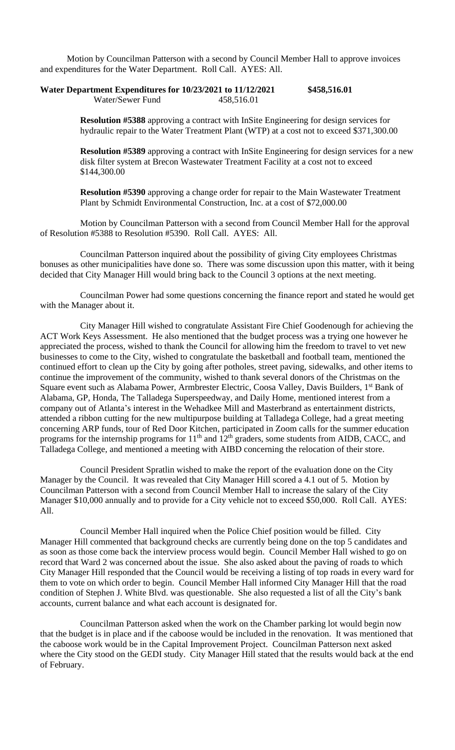Motion by Councilman Patterson with a second by Council Member Hall to approve invoices and expenditures for the Water Department. Roll Call. AYES: All.

**Water Department Expenditures for 10/23/2021 to 11/12/2021 $458,516.01**
Water/Sewer Fund 458,516.01

**Resolution #5388** approving a contract with InSite Engineering for design services for hydraulic repair to the Water Treatment Plant (WTP) at a cost not to exceed $371,300.00

**Resolution #5389** approving a contract with InSite Engineering for design services for a new disk filter system at Brecon Wastewater Treatment Facility at a cost not to exceed $144,300.00

**Resolution #5390** approving a change order for repair to the Main Wastewater Treatment Plant by Schmidt Environmental Construction, Inc. at a cost of $72,000.00

Motion by Councilman Patterson with a second from Council Member Hall for the approval of Resolution #5388 to Resolution #5390. Roll Call. AYES: All.

Councilman Patterson inquired about the possibility of giving City employees Christmas bonuses as other municipalities have done so. There was some discussion upon this matter, with it being decided that City Manager Hill would bring back to the Council 3 options at the next meeting.

Councilman Power had some questions concerning the finance report and stated he would get with the Manager about it.

City Manager Hill wished to congratulate Assistant Fire Chief Goodenough for achieving the ACT Work Keys Assessment. He also mentioned that the budget process was a trying one however he appreciated the process, wished to thank the Council for allowing him the freedom to travel to vet new businesses to come to the City, wished to congratulate the basketball and football team, mentioned the continued effort to clean up the City by going after potholes, street paving, sidewalks, and other items to continue the improvement of the community, wished to thank several donors of the Christmas on the Square event such as Alabama Power, Armbrester Electric, Coosa Valley, Davis Builders, 1st Bank of Alabama, GP, Honda, The Talladega Superspeedway, and Daily Home, mentioned interest from a company out of Atlanta's interest in the Wehadkee Mill and Masterbrand as entertainment districts, attended a ribbon cutting for the new multipurpose building at Talladega College, had a great meeting concerning ARP funds, tour of Red Door Kitchen, participated in Zoom calls for the summer education programs for the internship programs for 11th and 12th graders, some students from AIDB, CACC, and Talladega College, and mentioned a meeting with AIBD concerning the relocation of their store.

Council President Spratlin wished to make the report of the evaluation done on the City Manager by the Council. It was revealed that City Manager Hill scored a 4.1 out of 5. Motion by Councilman Patterson with a second from Council Member Hall to increase the salary of the City Manager $10,000 annually and to provide for a City vehicle not to exceed $50,000. Roll Call. AYES: All.

Council Member Hall inquired when the Police Chief position would be filled. City Manager Hill commented that background checks are currently being done on the top 5 candidates and as soon as those come back the interview process would begin. Council Member Hall wished to go on record that Ward 2 was concerned about the issue. She also asked about the paving of roads to which City Manager Hill responded that the Council would be receiving a listing of top roads in every ward for them to vote on which order to begin. Council Member Hall informed City Manager Hill that the road condition of Stephen J. White Blvd. was questionable. She also requested a list of all the City's bank accounts, current balance and what each account is designated for.

Councilman Patterson asked when the work on the Chamber parking lot would begin now that the budget is in place and if the caboose would be included in the renovation. It was mentioned that the caboose work would be in the Capital Improvement Project. Councilman Patterson next asked where the City stood on the GEDI study. City Manager Hill stated that the results would back at the end of February.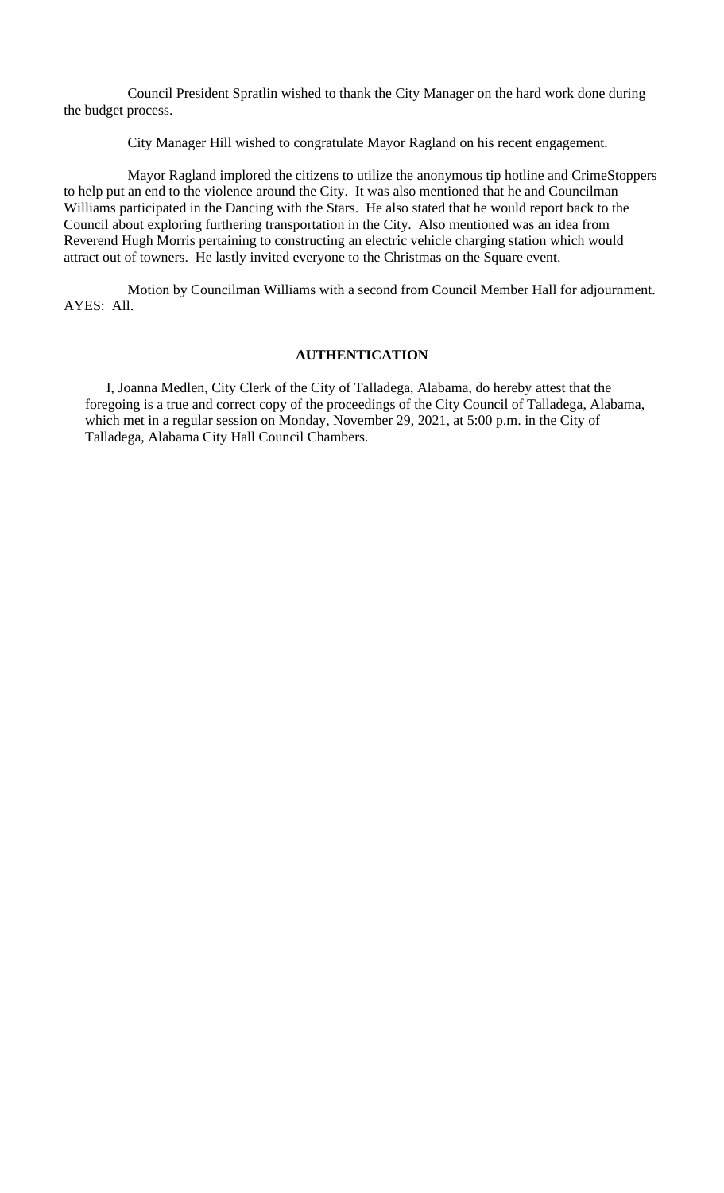Council President Spratlin wished to thank the City Manager on the hard work done during the budget process.

City Manager Hill wished to congratulate Mayor Ragland on his recent engagement.

Mayor Ragland implored the citizens to utilize the anonymous tip hotline and CrimeStoppers to help put an end to the violence around the City. It was also mentioned that he and Councilman Williams participated in the Dancing with the Stars. He also stated that he would report back to the Council about exploring furthering transportation in the City. Also mentioned was an idea from Reverend Hugh Morris pertaining to constructing an electric vehicle charging station which would attract out of towners. He lastly invited everyone to the Christmas on the Square event.

Motion by Councilman Williams with a second from Council Member Hall for adjournment. AYES: All.

**AUTHENTICATION**

I, Joanna Medlen, City Clerk of the City of Talladega, Alabama, do hereby attest that the foregoing is a true and correct copy of the proceedings of the City Council of Talladega, Alabama, which met in a regular session on Monday, November 29, 2021, at 5:00 p.m. in the City of Talladega, Alabama City Hall Council Chambers.